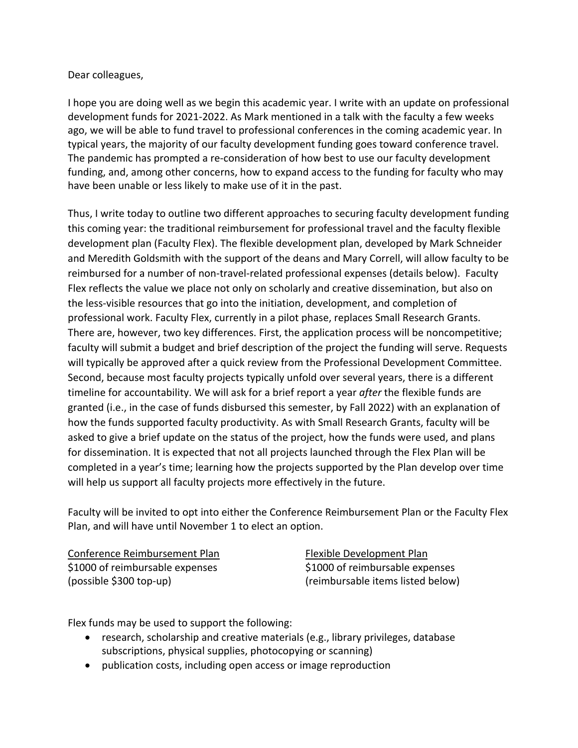Dear colleagues,

I hope you are doing well as we begin this academic year. I write with an update on professional development funds for 2021-2022. As Mark mentioned in a talk with the faculty a few weeks ago, we will be able to fund travel to professional conferences in the coming academic year. In typical years, the majority of our faculty development funding goes toward conference travel. The pandemic has prompted a re-consideration of how best to use our faculty development funding, and, among other concerns, how to expand access to the funding for faculty who may have been unable or less likely to make use of it in the past.

Thus, I write today to outline two different approaches to securing faculty development funding this coming year: the traditional reimbursement for professional travel and the faculty flexible development plan (Faculty Flex). The flexible development plan, developed by Mark Schneider and Meredith Goldsmith with the support of the deans and Mary Correll, will allow faculty to be reimbursed for a number of non-travel-related professional expenses (details below). Faculty Flex reflects the value we place not only on scholarly and creative dissemination, but also on the less-visible resources that go into the initiation, development, and completion of professional work. Faculty Flex, currently in a pilot phase, replaces Small Research Grants. There are, however, two key differences. First, the application process will be noncompetitive; faculty will submit a budget and brief description of the project the funding will serve. Requests will typically be approved after a quick review from the Professional Development Committee. Second, because most faculty projects typically unfold over several years, there is a different timeline for accountability. We will ask for a brief report a year *after* the flexible funds are granted (i.e., in the case of funds disbursed this semester, by Fall 2022) with an explanation of how the funds supported faculty productivity. As with Small Research Grants, faculty will be asked to give a brief update on the status of the project, how the funds were used, and plans for dissemination. It is expected that not all projects launched through the Flex Plan will be completed in a year's time; learning how the projects supported by the Plan develop over time will help us support all faculty projects more effectively in the future.

Faculty will be invited to opt into either the Conference Reimbursement Plan or the Faculty Flex Plan, and will have until November 1 to elect an option.

| <u>Conference Reimbursement Plan</u> | <u>Flexible Development Plan</u> |
|---|---|
| $1000 of reimbursable expenses | $1000 of reimbursable expenses |
| (possible $300 top-up) | (reimbursable items listed below) |

Flex funds may be used to support the following:

- research, scholarship and creative materials (e.g., library privileges, database subscriptions, physical supplies, photocopying or scanning)
- publication costs, including open access or image reproduction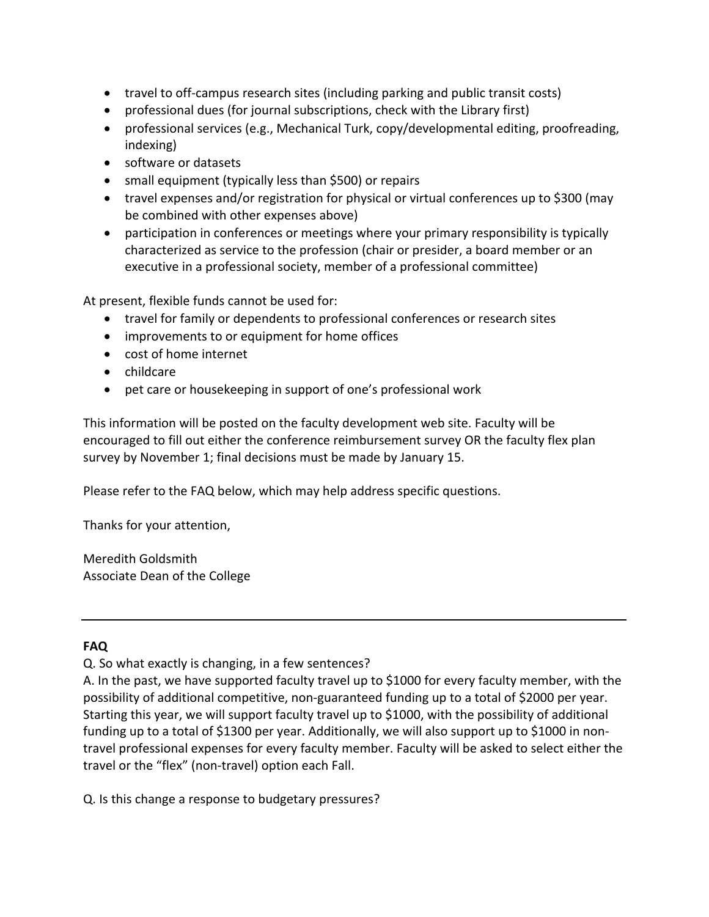- travel to off-campus research sites (including parking and public transit costs)
- professional dues (for journal subscriptions, check with the Library first)
- professional services (e.g., Mechanical Turk, copy/developmental editing, proofreading, indexing)
- software or datasets
- small equipment (typically less than $500) or repairs
- travel expenses and/or registration for physical or virtual conferences up to $300 (may be combined with other expenses above)
- participation in conferences or meetings where your primary responsibility is typically characterized as service to the profession (chair or presider, a board member or an executive in a professional society, member of a professional committee)

At present, flexible funds cannot be used for:

- travel for family or dependents to professional conferences or research sites
- improvements to or equipment for home offices
- cost of home internet
- childcare
- pet care or housekeeping in support of one's professional work

This information will be posted on the faculty development web site. Faculty will be encouraged to fill out either the conference reimbursement survey OR the faculty flex plan survey by November 1; final decisions must be made by January 15.

Please refer to the FAQ below, which may help address specific questions.

Thanks for your attention,

Meredith Goldsmith
Associate Dean of the College

---

**FAQ**

Q. So what exactly is changing, in a few sentences?
A. In the past, we have supported faculty travel up to $1000 for every faculty member, with the possibility of additional competitive, non-guaranteed funding up to a total of $2000 per year. Starting this year, we will support faculty travel up to $1000, with the possibility of additional funding up to a total of $1300 per year. Additionally, we will also support up to $1000 in non-travel professional expenses for every faculty member. Faculty will be asked to select either the travel or the "flex" (non-travel) option each Fall.

Q. Is this change a response to budgetary pressures?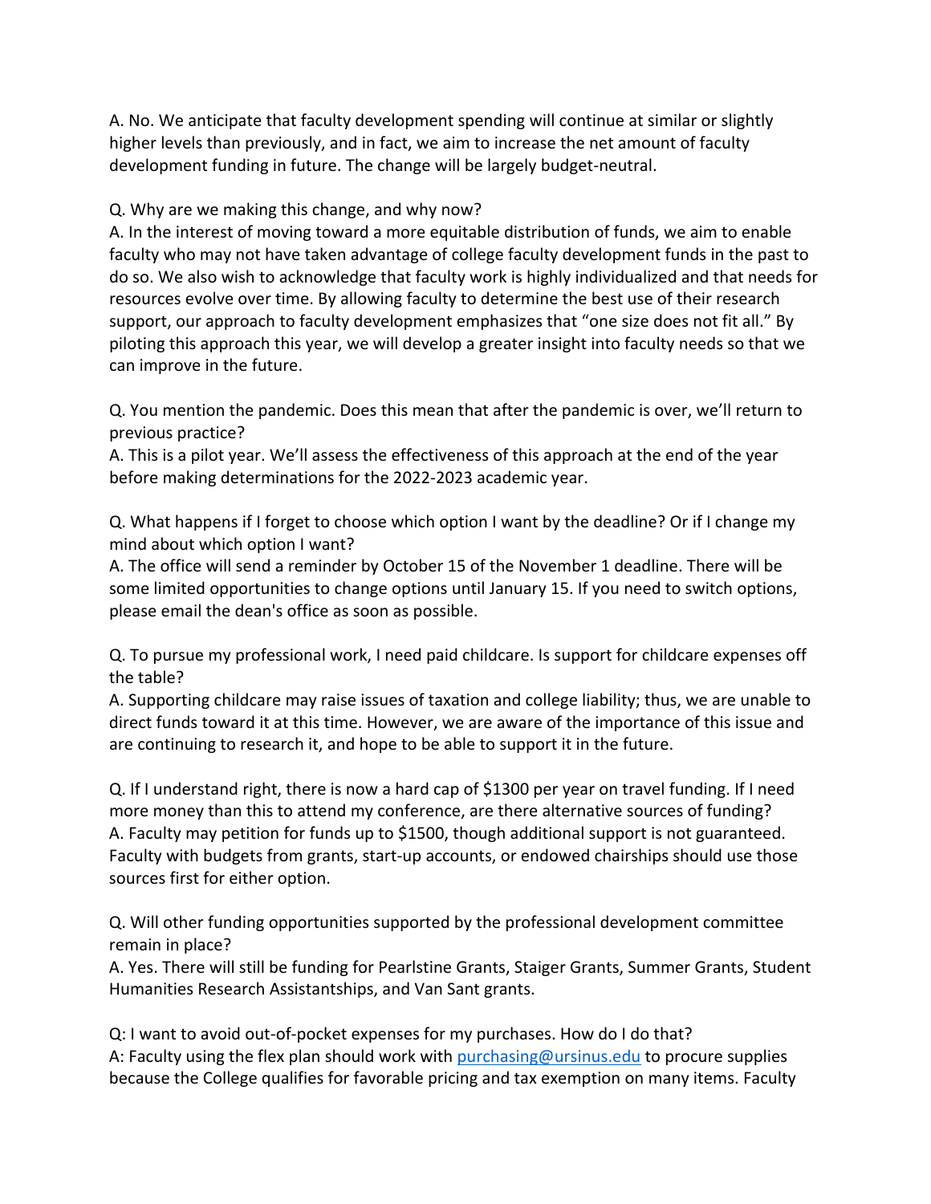A. No. We anticipate that faculty development spending will continue at similar or slightly higher levels than previously, and in fact, we aim to increase the net amount of faculty development funding in future. The change will be largely budget-neutral.

Q. Why are we making this change, and why now?
A. In the interest of moving toward a more equitable distribution of funds, we aim to enable faculty who may not have taken advantage of college faculty development funds in the past to do so. We also wish to acknowledge that faculty work is highly individualized and that needs for resources evolve over time. By allowing faculty to determine the best use of their research support, our approach to faculty development emphasizes that "one size does not fit all." By piloting this approach this year, we will develop a greater insight into faculty needs so that we can improve in the future.

Q. You mention the pandemic. Does this mean that after the pandemic is over, we'll return to previous practice?
A. This is a pilot year. We'll assess the effectiveness of this approach at the end of the year before making determinations for the 2022-2023 academic year.

Q. What happens if I forget to choose which option I want by the deadline? Or if I change my mind about which option I want?
A. The office will send a reminder by October 15 of the November 1 deadline. There will be some limited opportunities to change options until January 15. If you need to switch options, please email the dean's office as soon as possible.

Q. To pursue my professional work, I need paid childcare. Is support for childcare expenses off the table?
A. Supporting childcare may raise issues of taxation and college liability; thus, we are unable to direct funds toward it at this time. However, we are aware of the importance of this issue and are continuing to research it, and hope to be able to support it in the future.

Q. If I understand right, there is now a hard cap of $1300 per year on travel funding. If I need more money than this to attend my conference, are there alternative sources of funding?
A. Faculty may petition for funds up to $1500, though additional support is not guaranteed. Faculty with budgets from grants, start-up accounts, or endowed chairships should use those sources first for either option.

Q. Will other funding opportunities supported by the professional development committee remain in place?
A. Yes. There will still be funding for Pearlstine Grants, Staiger Grants, Summer Grants, Student Humanities Research Assistantships, and Van Sant grants.

Q: I want to avoid out-of-pocket expenses for my purchases. How do I do that?
A: Faculty using the flex plan should work with purchasing@ursinus.edu to procure supplies because the College qualifies for favorable pricing and tax exemption on many items. Faculty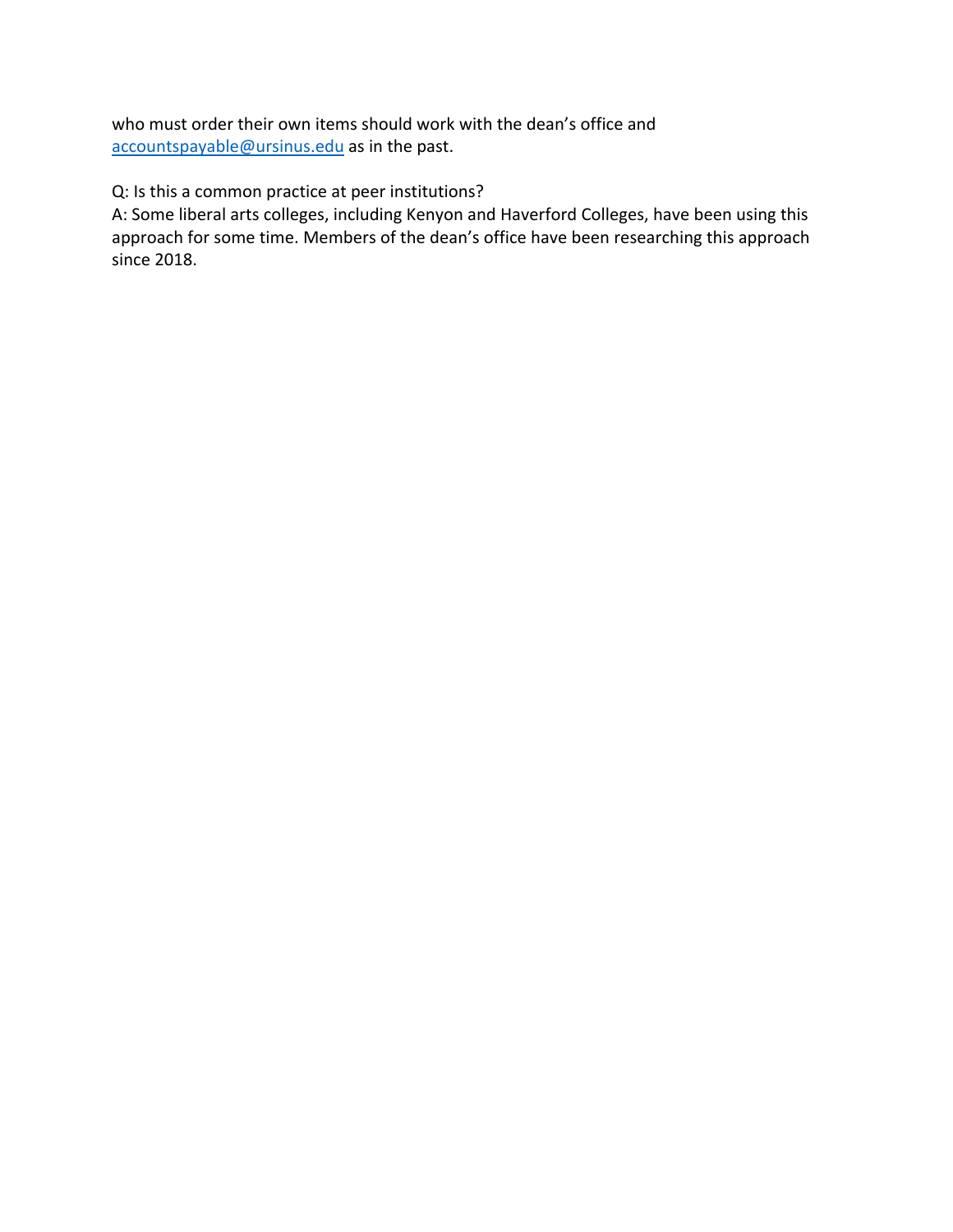who must order their own items should work with the dean's office and accountspayable@ursinus.edu as in the past.

Q: Is this a common practice at peer institutions?
A: Some liberal arts colleges, including Kenyon and Haverford Colleges, have been using this approach for some time. Members of the dean's office have been researching this approach since 2018.